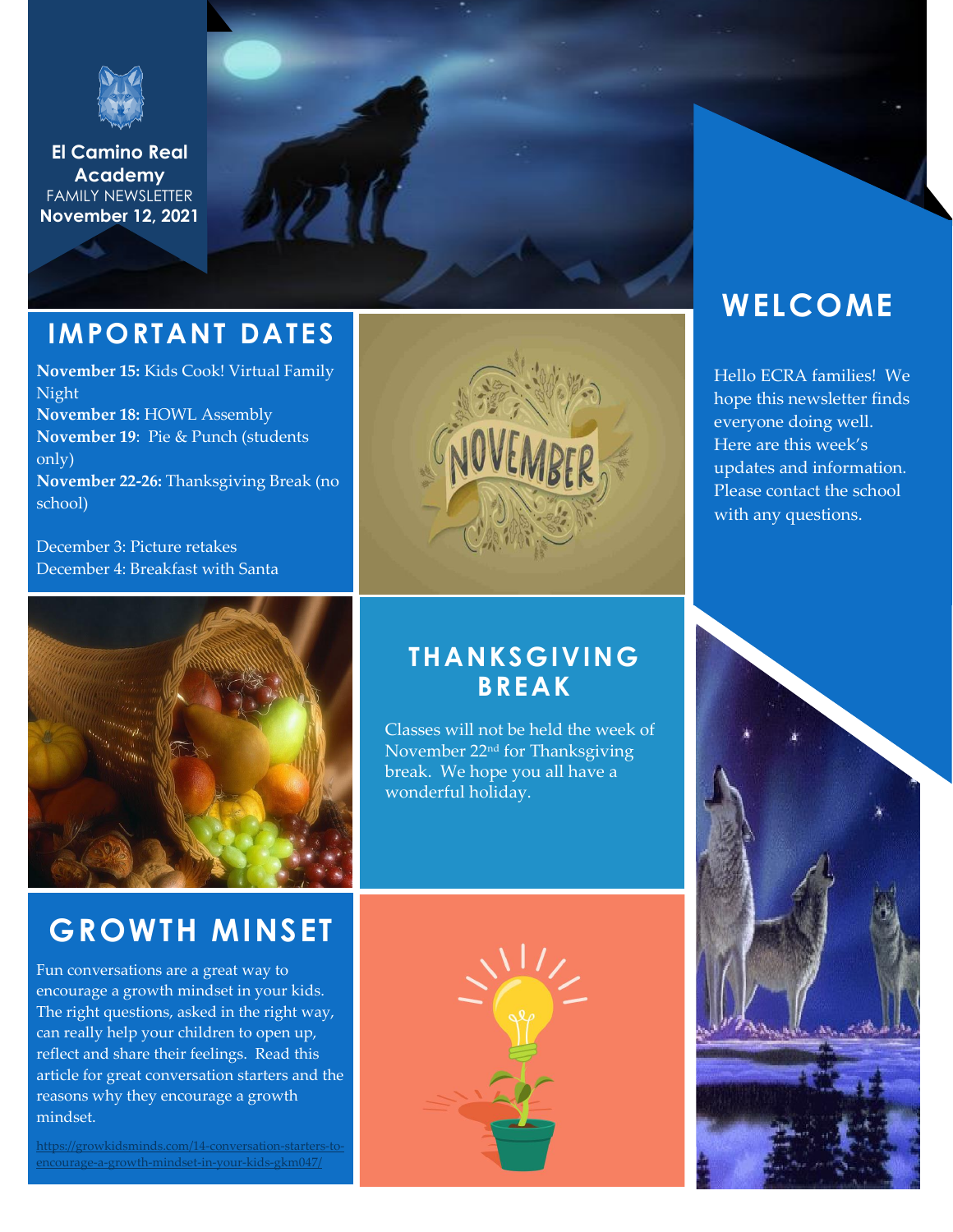**El Camino Real Academy**
FAMILY NEWSLETTER
**November 12, 2021**

## WELCOME

Hello ECRA families! We hope this newsletter finds everyone doing well. Here are this week's updates and information. Please contact the school with any questions.

## IMPORTANT DATES

**November 15:** Kids Cook! Virtual Family Night
**November 18:** HOWL Assembly
**November 19**: Pie & Punch (students only)
**November 22-26:** Thanksgiving Break (no school)

December 3: Picture retakes
December 4: Breakfast with Santa

## THANKSGIVING BREAK

Classes will not be held the week of November 22nd for Thanksgiving break. We hope you all have a wonderful holiday.

## GROWTH MINSET

Fun conversations are a great way to encourage a growth mindset in your kids. The right questions, asked in the right way, can really help your children to open up, reflect and share their feelings. Read this article for great conversation starters and the reasons why they encourage a growth mindset.

https://growkidsminds.com/14-conversation-starters-to-encourage-a-growth-mindset-in-your-kids-gkm047/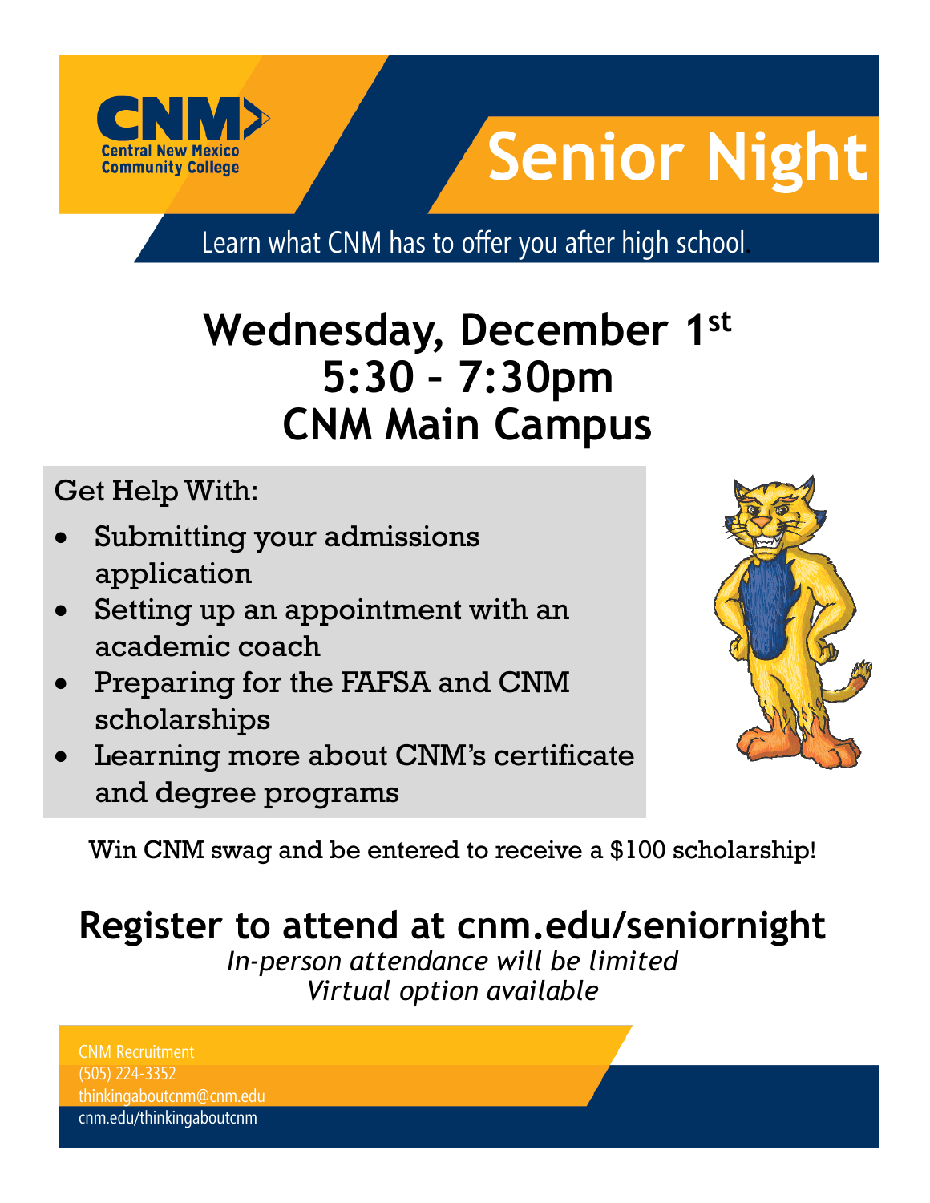CNM
Central New Mexico Community College

# Senior Night

Learn what CNM has to offer you after high school.

## Wednesday, December 1st
## 5:30 – 7:30pm
## CNM Main Campus

Get Help With:

- Submitting your admissions application
- Setting up an appointment with an academic coach
- Preparing for the FAFSA and CNM scholarships
- Learning more about CNM's certificate and degree programs

Win CNM swag and be entered to receive a $100 scholarship!

## Register to attend at cnm.edu/seniornight

*In-person attendance will be limited*
*Virtual option available*

CNM Recruitment
(505) 224-3352
thinkingaboutcnm@cnm.edu
cnm.edu/thinkingaboutcnm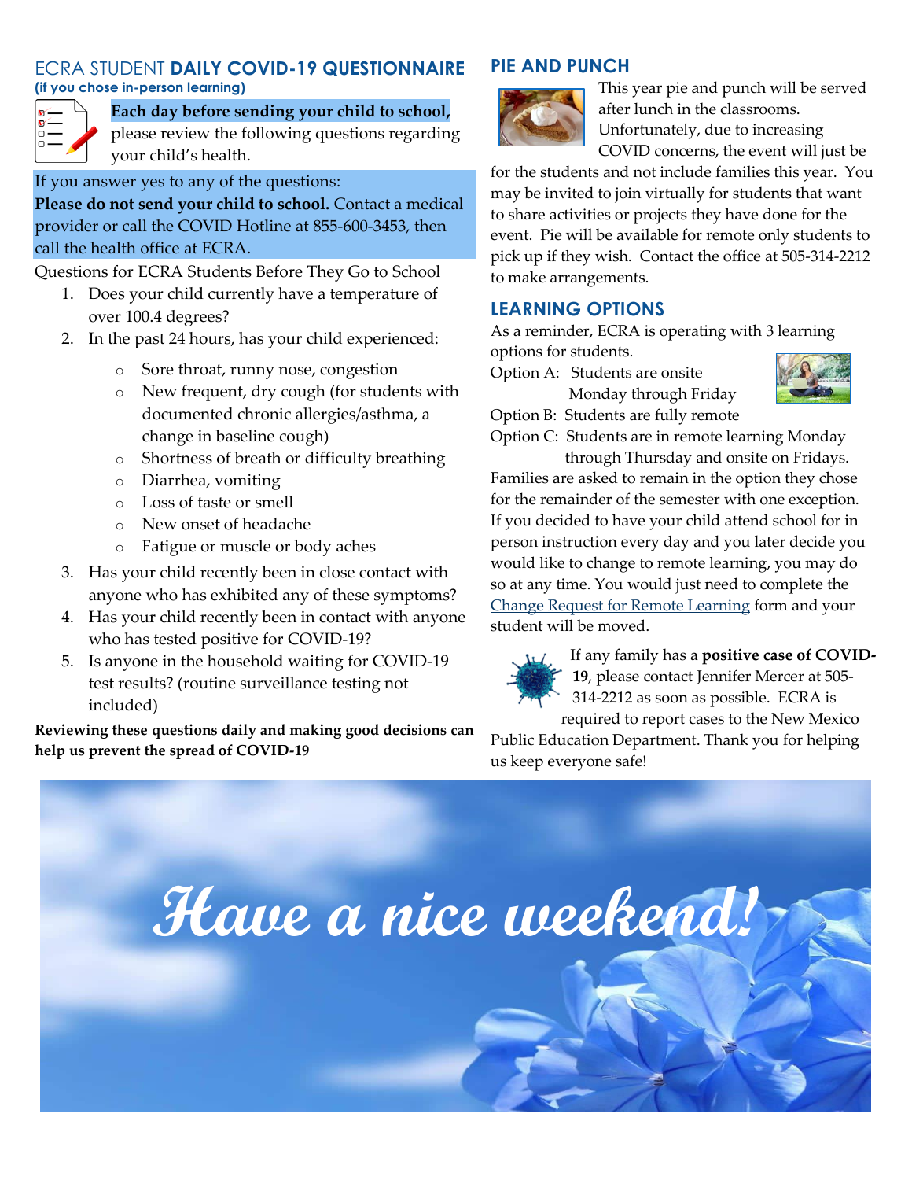## ECRA STUDENT **DAILY COVID-19 QUESTIONNAIRE**

**(if you chose in-person learning)**

**Each day before sending your child to school,** please review the following questions regarding your child's health.

If you answer yes to any of the questions:
**Please do not send your child to school.** Contact a medical provider or call the COVID Hotline at 855-600-3453, then call the health office at ECRA.

Questions for ECRA Students Before They Go to School

1. Does your child currently have a temperature of over 100.4 degrees?
2. In the past 24 hours, has your child experienced:
   - Sore throat, runny nose, congestion
   - New frequent, dry cough (for students with documented chronic allergies/asthma, a change in baseline cough)
   - Shortness of breath or difficulty breathing
   - Diarrhea, vomiting
   - Loss of taste or smell
   - New onset of headache
   - Fatigue or muscle or body aches
3. Has your child recently been in close contact with anyone who has exhibited any of these symptoms?
4. Has your child recently been in contact with anyone who has tested positive for COVID-19?
5. Is anyone in the household waiting for COVID-19 test results? (routine surveillance testing not included)

**Reviewing these questions daily and making good decisions can help us prevent the spread of COVID-19**

## PIE AND PUNCH

This year pie and punch will be served after lunch in the classrooms. Unfortunately, due to increasing COVID concerns, the event will just be for the students and not include families this year. You may be invited to join virtually for students that want to share activities or projects they have done for the event. Pie will be available for remote only students to pick up if they wish. Contact the office at 505-314-2212 to make arrangements.

## LEARNING OPTIONS

As a reminder, ECRA is operating with 3 learning options for students.

Option A: Students are onsite Monday through Friday
Option B: Students are fully remote
Option C: Students are in remote learning Monday through Thursday and onsite on Fridays.

Families are asked to remain in the option they chose for the remainder of the semester with one exception. If you decided to have your child attend school for in person instruction every day and you later decide you would like to change to remote learning, you may do so at any time. You would just need to complete the Change Request for Remote Learning form and your student will be moved.

If any family has a **positive case of COVID-19**, please contact Jennifer Mercer at 505-314-2212 as soon as possible. ECRA is required to report cases to the New Mexico Public Education Department. Thank you for helping us keep everyone safe!

*Have a nice weekend!*